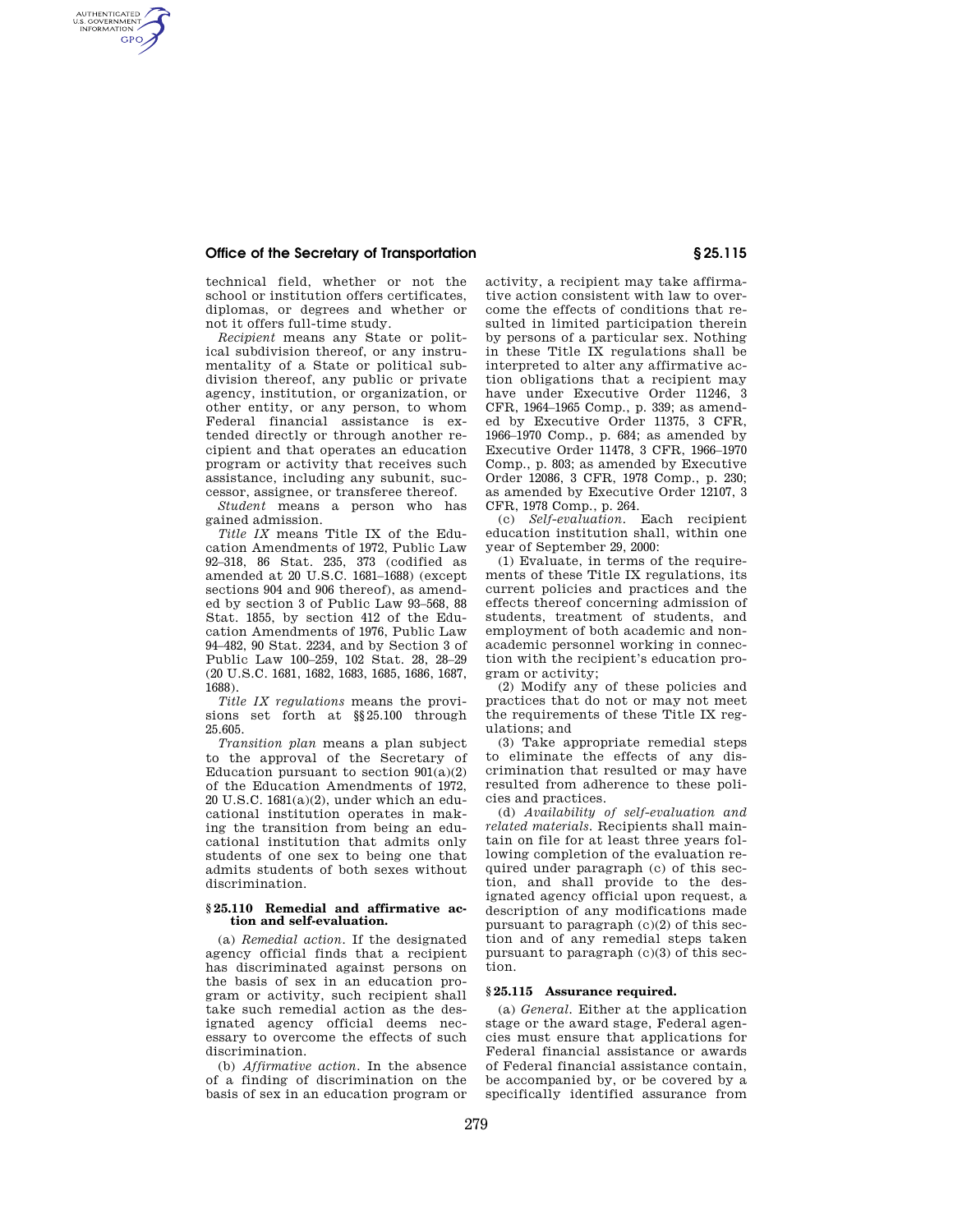technical field, whether or not the school or institution offers certificates, diplomas, or degrees and whether or not it offers full-time study.

*Recipient* means any State or political subdivision thereof, or any instrumentality of a State or political subdivision thereof, any public or private agency, institution, or organization, or other entity, or any person, to whom Federal financial assistance is extended directly or through another recipient and that operates an education program or activity that receives such assistance, including any subunit, successor, assignee, or transferee thereof.

*Student* means a person who has gained admission.

*Title IX* means Title IX of the Education Amendments of 1972, Public Law 92–318, 86 Stat. 235, 373 (codified as amended at 20 U.S.C. 1681–1688) (except sections 904 and 906 thereof), as amended by section 3 of Public Law 93–568, 88 Stat. 1855, by section 412 of the Education Amendments of 1976, Public Law 94–482, 90 Stat. 2234, and by Section 3 of Public Law 100–259, 102 Stat. 28, 28–29 (20 U.S.C. 1681, 1682, 1683, 1685, 1686, 1687, 1688).

*Title IX regulations* means the provisions set forth at §§25.100 through 25.605.

*Transition plan* means a plan subject to the approval of the Secretary of Education pursuant to section 901(a)(2) of the Education Amendments of 1972, 20 U.S.C. 1681(a)(2), under which an educational institution operates in making the transition from being an educational institution that admits only students of one sex to being one that admits students of both sexes without discrimination.

### §25.110 Remedial and affirmative action and self-evaluation.

(a) *Remedial action.* If the designated agency official finds that a recipient has discriminated against persons on the basis of sex in an education program or activity, such recipient shall take such remedial action as the designated agency official deems necessary to overcome the effects of such discrimination.

(b) *Affirmative action.* In the absence of a finding of discrimination on the basis of sex in an education program or activity, a recipient may take affirmative action consistent with law to overcome the effects of conditions that resulted in limited participation therein by persons of a particular sex. Nothing in these Title IX regulations shall be interpreted to alter any affirmative action obligations that a recipient may have under Executive Order 11246, 3 CFR, 1964–1965 Comp., p. 339; as amended by Executive Order 11375, 3 CFR, 1966–1970 Comp., p. 684; as amended by Executive Order 11478, 3 CFR, 1966–1970 Comp., p. 803; as amended by Executive Order 12086, 3 CFR, 1978 Comp., p. 230; as amended by Executive Order 12107, 3 CFR, 1978 Comp., p. 264.

(c) *Self-evaluation.* Each recipient education institution shall, within one year of September 29, 2000:

(1) Evaluate, in terms of the requirements of these Title IX regulations, its current policies and practices and the effects thereof concerning admission of students, treatment of students, and employment of both academic and non-academic personnel working in connection with the recipient's education program or activity;

(2) Modify any of these policies and practices that do not or may not meet the requirements of these Title IX regulations; and

(3) Take appropriate remedial steps to eliminate the effects of any discrimination that resulted or may have resulted from adherence to these policies and practices.

(d) *Availability of self-evaluation and related materials.* Recipients shall maintain on file for at least three years following completion of the evaluation required under paragraph (c) of this section, and shall provide to the designated agency official upon request, a description of any modifications made pursuant to paragraph (c)(2) of this section and of any remedial steps taken pursuant to paragraph (c)(3) of this section.

### §25.115 Assurance required.

(a) *General.* Either at the application stage or the award stage, Federal agencies must ensure that applications for Federal financial assistance or awards of Federal financial assistance contain, be accompanied by, or be covered by a specifically identified assurance from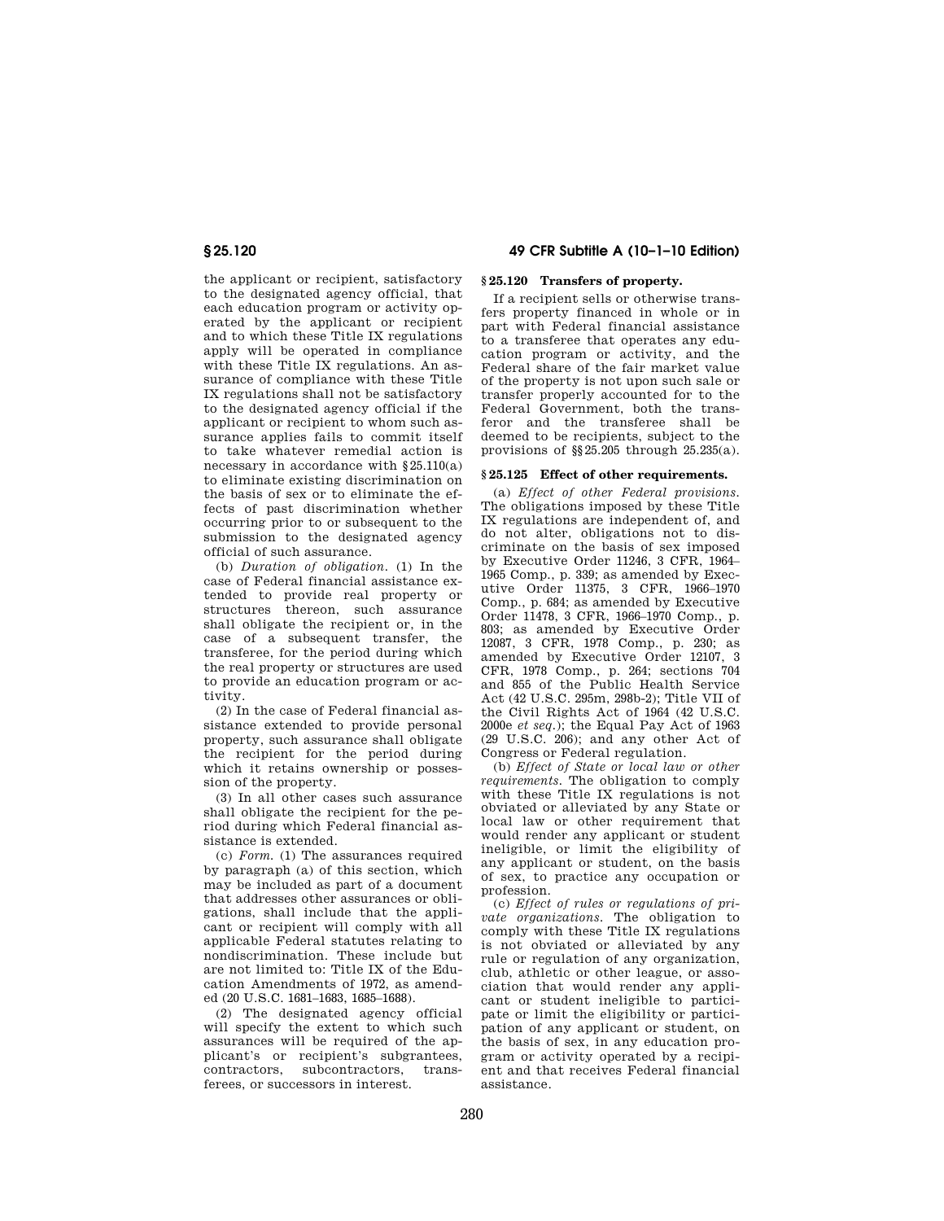the applicant or recipient, satisfactory to the designated agency official, that each education program or activity operated by the applicant or recipient and to which these Title IX regulations apply will be operated in compliance with these Title IX regulations. An assurance of compliance with these Title IX regulations shall not be satisfactory to the designated agency official if the applicant or recipient to whom such assurance applies fails to commit itself to take whatever remedial action is necessary in accordance with §25.110(a) to eliminate existing discrimination on the basis of sex or to eliminate the effects of past discrimination whether occurring prior to or subsequent to the submission to the designated agency official of such assurance.

(b) *Duration of obligation.* (1) In the case of Federal financial assistance extended to provide real property or structures thereon, such assurance shall obligate the recipient or, in the case of a subsequent transfer, the transferee, for the period during which the real property or structures are used to provide an education program or activity.

(2) In the case of Federal financial assistance extended to provide personal property, such assurance shall obligate the recipient for the period during which it retains ownership or possession of the property.

(3) In all other cases such assurance shall obligate the recipient for the period during which Federal financial assistance is extended.

(c) *Form.* (1) The assurances required by paragraph (a) of this section, which may be included as part of a document that addresses other assurances or obligations, shall include that the applicant or recipient will comply with all applicable Federal statutes relating to nondiscrimination. These include but are not limited to: Title IX of the Education Amendments of 1972, as amended (20 U.S.C. 1681–1683, 1685–1688).

(2) The designated agency official will specify the extent to which such assurances will be required of the applicant's or recipient's subgrantees, contractors, subcontractors, transferees, or successors in interest.

### §25.120 Transfers of property.

If a recipient sells or otherwise transfers property financed in whole or in part with Federal financial assistance to a transferee that operates any education program or activity, and the Federal share of the fair market value of the property is not upon such sale or transfer properly accounted for to the Federal Government, both the transferor and the transferee shall be deemed to be recipients, subject to the provisions of §§25.205 through 25.235(a).

### §25.125 Effect of other requirements.

(a) *Effect of other Federal provisions.* The obligations imposed by these Title IX regulations are independent of, and do not alter, obligations not to discriminate on the basis of sex imposed by Executive Order 11246, 3 CFR, 1964–1965 Comp., p. 339; as amended by Executive Order 11375, 3 CFR, 1966–1970 Comp., p. 684; as amended by Executive Order 11478, 3 CFR, 1966–1970 Comp., p. 803; as amended by Executive Order 12087, 3 CFR, 1978 Comp., p. 230; as amended by Executive Order 12107, 3 CFR, 1978 Comp., p. 264; sections 704 and 855 of the Public Health Service Act (42 U.S.C. 295m, 298b-2); Title VII of the Civil Rights Act of 1964 (42 U.S.C. 2000e *et seq.*); the Equal Pay Act of 1963 (29 U.S.C. 206); and any other Act of Congress or Federal regulation.

(b) *Effect of State or local law or other requirements.* The obligation to comply with these Title IX regulations is not obviated or alleviated by any State or local law or other requirement that would render any applicant or student ineligible, or limit the eligibility of any applicant or student, on the basis of sex, to practice any occupation or profession.

(c) *Effect of rules or regulations of private organizations.* The obligation to comply with these Title IX regulations is not obviated or alleviated by any rule or regulation of any organization, club, athletic or other league, or association that would render any applicant or student ineligible to participate or limit the eligibility or participation of any applicant or student, on the basis of sex, in any education program or activity operated by a recipient and that receives Federal financial assistance.